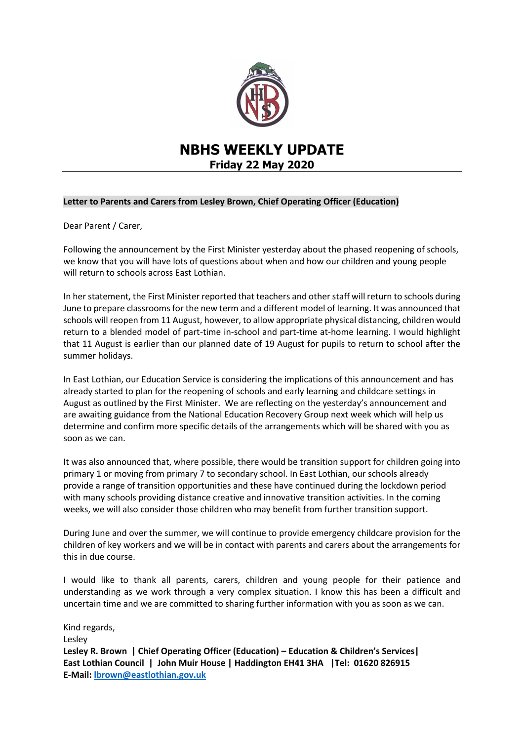# NBHS WEEKLY UPDATE

## Friday 22 May 2020

**Letter to Parents and Carers from Lesley Brown, Chief Operating Officer (Education)**

Dear Parent / Carer,

Following the announcement by the First Minister yesterday about the phased reopening of schools, we know that you will have lots of questions about when and how our children and young people will return to schools across East Lothian.

In her statement, the First Minister reported that teachers and other staff will return to schools during June to prepare classrooms for the new term and a different model of learning. It was announced that schools will reopen from 11 August, however, to allow appropriate physical distancing, children would return to a blended model of part-time in-school and part-time at-home learning. I would highlight that 11 August is earlier than our planned date of 19 August for pupils to return to school after the summer holidays.

In East Lothian, our Education Service is considering the implications of this announcement and has already started to plan for the reopening of schools and early learning and childcare settings in August as outlined by the First Minister. We are reflecting on the yesterday's announcement and are awaiting guidance from the National Education Recovery Group next week which will help us determine and confirm more specific details of the arrangements which will be shared with you as soon as we can.

It was also announced that, where possible, there would be transition support for children going into primary 1 or moving from primary 7 to secondary school. In East Lothian, our schools already provide a range of transition opportunities and these have continued during the lockdown period with many schools providing distance creative and innovative transition activities. In the coming weeks, we will also consider those children who may benefit from further transition support.

During June and over the summer, we will continue to provide emergency childcare provision for the children of key workers and we will be in contact with parents and carers about the arrangements for this in due course.

I would like to thank all parents, carers, children and young people for their patience and understanding as we work through a very complex situation. I know this has been a difficult and uncertain time and we are committed to sharing further information with you as soon as we can.

Kind regards,  
Lesley  
**Lesley R. Brown | Chief Operating Officer (Education) – Education & Children's Services|**  
**East Lothian Council | John Muir House | Haddington EH41 3HA |Tel: 01620 826915**  
**E-Mail: [lbrown@eastlothian.gov.uk](mailto:lbrown@eastlothian.gov.uk)**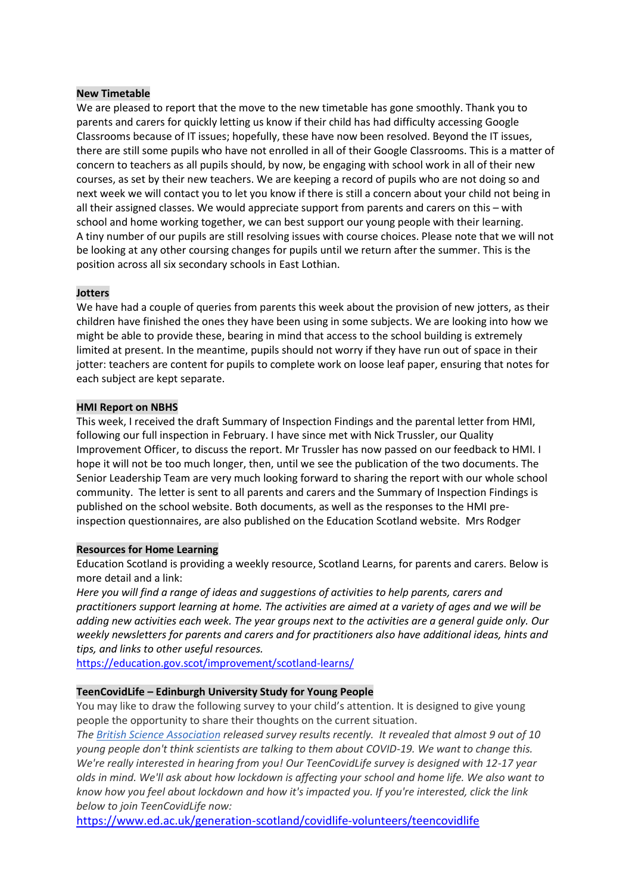**New Timetable**

We are pleased to report that the move to the new timetable has gone smoothly. Thank you to parents and carers for quickly letting us know if their child has had difficulty accessing Google Classrooms because of IT issues; hopefully, these have now been resolved. Beyond the IT issues, there are still some pupils who have not enrolled in all of their Google Classrooms. This is a matter of concern to teachers as all pupils should, by now, be engaging with school work in all of their new courses, as set by their new teachers. We are keeping a record of pupils who are not doing so and next week we will contact you to let you know if there is still a concern about your child not being in all their assigned classes. We would appreciate support from parents and carers on this – with school and home working together, we can best support our young people with their learning.
A tiny number of our pupils are still resolving issues with course choices. Please note that we will not be looking at any other coursing changes for pupils until we return after the summer. This is the position across all six secondary schools in East Lothian.

**Jotters**

We have had a couple of queries from parents this week about the provision of new jotters, as their children have finished the ones they have been using in some subjects. We are looking into how we might be able to provide these, bearing in mind that access to the school building is extremely limited at present. In the meantime, pupils should not worry if they have run out of space in their jotter: teachers are content for pupils to complete work on loose leaf paper, ensuring that notes for each subject are kept separate.

**HMI Report on NBHS**

This week, I received the draft Summary of Inspection Findings and the parental letter from HMI, following our full inspection in February. I have since met with Nick Trussler, our Quality Improvement Officer, to discuss the report. Mr Trussler has now passed on our feedback to HMI. I hope it will not be too much longer, then, until we see the publication of the two documents. The Senior Leadership Team are very much looking forward to sharing the report with our whole school community. The letter is sent to all parents and carers and the Summary of Inspection Findings is published on the school website. Both documents, as well as the responses to the HMI pre-inspection questionnaires, are also published on the Education Scotland website. Mrs Rodger

**Resources for Home Learning**

Education Scotland is providing a weekly resource, Scotland Learns, for parents and carers. Below is more detail and a link:

*Here you will find a range of ideas and suggestions of activities to help parents, carers and practitioners support learning at home. The activities are aimed at a variety of ages and we will be adding new activities each week. The year groups next to the activities are a general guide only. Our weekly newsletters for parents and carers and for practitioners also have additional ideas, hints and tips, and links to other useful resources.*

https://education.gov.scot/improvement/scotland-learns/

**TeenCovidLife – Edinburgh University Study for Young People**

You may like to draw the following survey to your child's attention. It is designed to give young people the opportunity to share their thoughts on the current situation.

*The British Science Association released survey results recently. It revealed that almost 9 out of 10 young people don't think scientists are talking to them about COVID-19. We want to change this. We're really interested in hearing from you! Our TeenCovidLife survey is designed with 12-17 year olds in mind. We'll ask about how lockdown is affecting your school and home life. We also want to know how you feel about lockdown and how it's impacted you. If you're interested, click the link below to join TeenCovidLife now:*

https://www.ed.ac.uk/generation-scotland/covidlife-volunteers/teencovidlife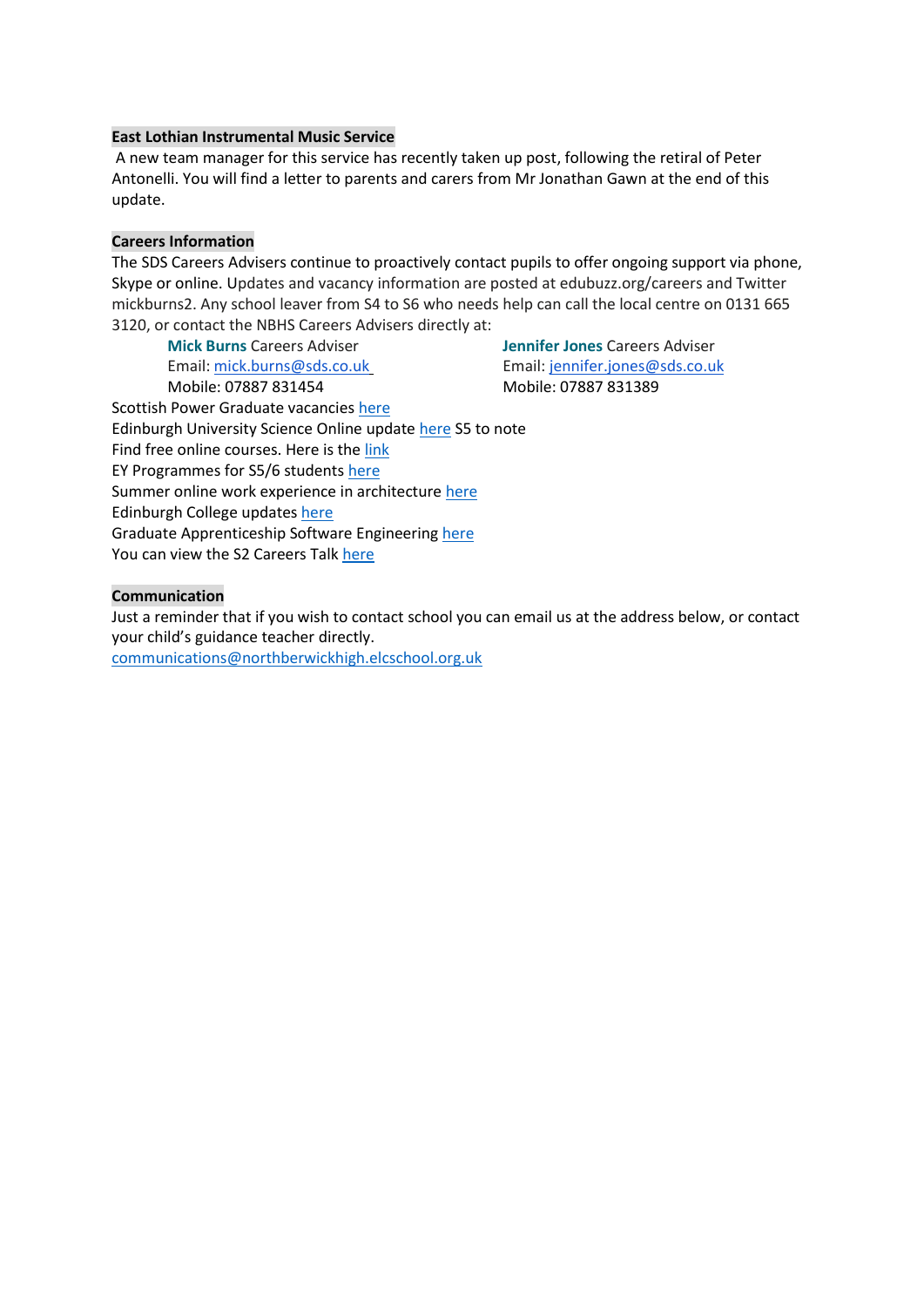**East Lothian Instrumental Music Service**

A new team manager for this service has recently taken up post, following the retiral of Peter Antonelli. You will find a letter to parents and carers from Mr Jonathan Gawn at the end of this update.

**Careers Information**

The SDS Careers Advisers continue to proactively contact pupils to offer ongoing support via phone, Skype or online. Updates and vacancy information are posted at edubuzz.org/careers and Twitter mickburns2. Any school leaver from S4 to S6 who needs help can call the local centre on 0131 665 3120, or contact the NBHS Careers Advisers directly at:

**Mick Burns** Careers Adviser
Email: mick.burns@sds.co.uk
Mobile: 07887 831454

**Jennifer Jones** Careers Adviser
Email: jennifer.jones@sds.co.uk
Mobile: 07887 831389

Scottish Power Graduate vacancies here
Edinburgh University Science Online update here S5 to note
Find free online courses. Here is the link
EY Programmes for S5/6 students here
Summer online work experience in architecture here
Edinburgh College updates here
Graduate Apprenticeship Software Engineering here
You can view the S2 Careers Talk here

**Communication**

Just a reminder that if you wish to contact school you can email us at the address below, or contact your child's guidance teacher directly.
communications@northberwickhigh.elcschool.org.uk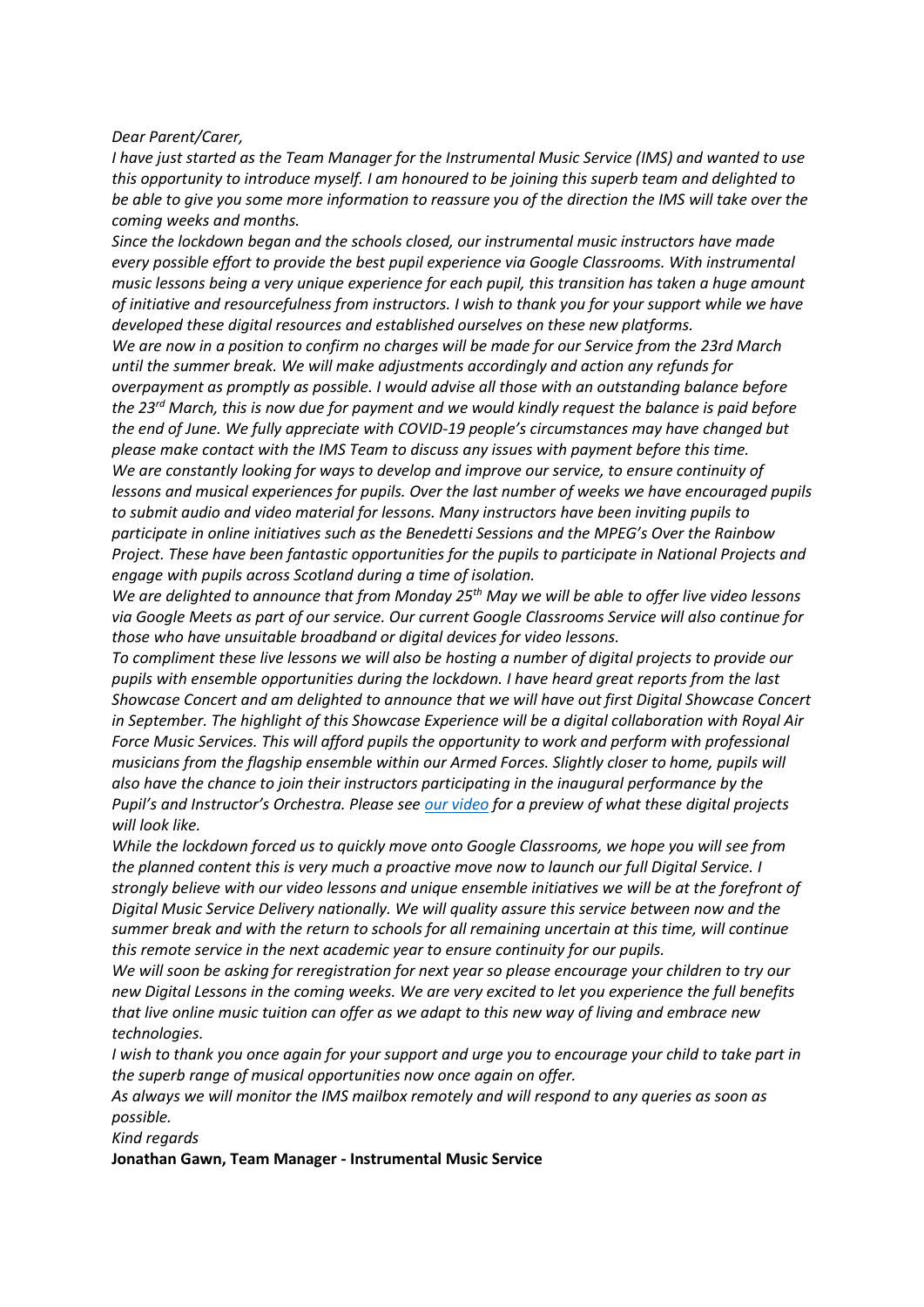*Dear Parent/Carer,*

*I have just started as the Team Manager for the Instrumental Music Service (IMS) and wanted to use this opportunity to introduce myself. I am honoured to be joining this superb team and delighted to be able to give you some more information to reassure you of the direction the IMS will take over the coming weeks and months.*

*Since the lockdown began and the schools closed, our instrumental music instructors have made every possible effort to provide the best pupil experience via Google Classrooms. With instrumental music lessons being a very unique experience for each pupil, this transition has taken a huge amount of initiative and resourcefulness from instructors. I wish to thank you for your support while we have developed these digital resources and established ourselves on these new platforms.*

*We are now in a position to confirm no charges will be made for our Service from the 23rd March until the summer break. We will make adjustments accordingly and action any refunds for overpayment as promptly as possible. I would advise all those with an outstanding balance before the 23rd March, this is now due for payment and we would kindly request the balance is paid before the end of June. We fully appreciate with COVID-19 people's circumstances may have changed but please make contact with the IMS Team to discuss any issues with payment before this time.*

*We are constantly looking for ways to develop and improve our service, to ensure continuity of lessons and musical experiences for pupils. Over the last number of weeks we have encouraged pupils to submit audio and video material for lessons. Many instructors have been inviting pupils to participate in online initiatives such as the Benedetti Sessions and the MPEG's Over the Rainbow Project. These have been fantastic opportunities for the pupils to participate in National Projects and engage with pupils across Scotland during a time of isolation.*

*We are delighted to announce that from Monday 25th May we will be able to offer live video lessons via Google Meets as part of our service. Our current Google Classrooms Service will also continue for those who have unsuitable broadband or digital devices for video lessons.*

*To compliment these live lessons we will also be hosting a number of digital projects to provide our pupils with ensemble opportunities during the lockdown. I have heard great reports from the last Showcase Concert and am delighted to announce that we will have out first Digital Showcase Concert in September. The highlight of this Showcase Experience will be a digital collaboration with Royal Air Force Music Services. This will afford pupils the opportunity to work and perform with professional musicians from the flagship ensemble within our Armed Forces. Slightly closer to home, pupils will also have the chance to join their instructors participating in the inaugural performance by the Pupil's and Instructor's Orchestra. Please see [our video](#) for a preview of what these digital projects will look like.*

*While the lockdown forced us to quickly move onto Google Classrooms, we hope you will see from the planned content this is very much a proactive move now to launch our full Digital Service. I strongly believe with our video lessons and unique ensemble initiatives we will be at the forefront of Digital Music Service Delivery nationally. We will quality assure this service between now and the summer break and with the return to schools for all remaining uncertain at this time, will continue this remote service in the next academic year to ensure continuity for our pupils.*

*We will soon be asking for reregistration for next year so please encourage your children to try our new Digital Lessons in the coming weeks. We are very excited to let you experience the full benefits that live online music tuition can offer as we adapt to this new way of living and embrace new technologies.*

*I wish to thank you once again for your support and urge you to encourage your child to take part in the superb range of musical opportunities now once again on offer.*

*As always we will monitor the IMS mailbox remotely and will respond to any queries as soon as possible.*

*Kind regards*

**Jonathan Gawn, Team Manager - Instrumental Music Service**